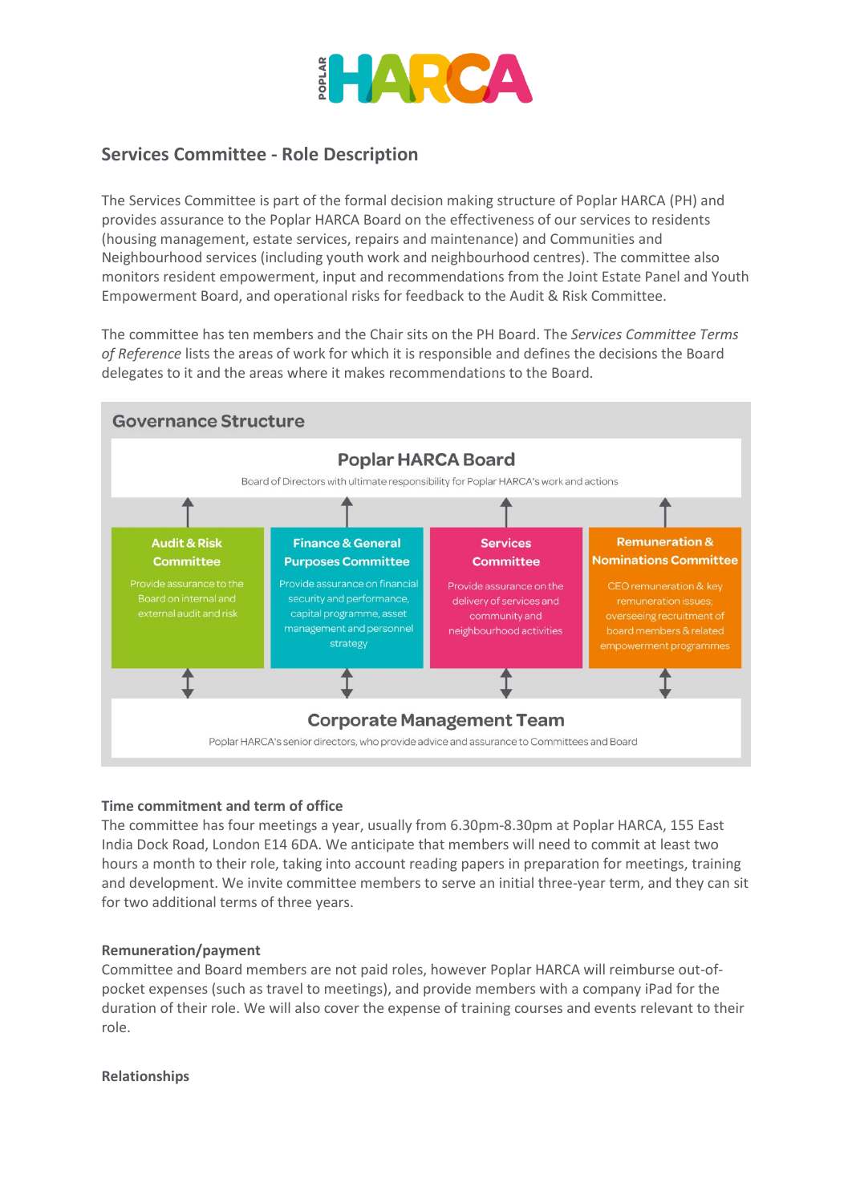# Services Committee - Role Description

The Services Committee is part of the formal decision making structure of Poplar HARCA (PH) and provides assurance to the Poplar HARCA Board on the effectiveness of our services to residents (housing management, estate services, repairs and maintenance) and Communities and Neighbourhood services (including youth work and neighbourhood centres). The committee also monitors resident empowerment, input and recommendations from the Joint Estate Panel and Youth Empowerment Board, and operational risks for feedback to the Audit & Risk Committee.

The committee has ten members and the Chair sits on the PH Board. The *Services Committee Terms of Reference* lists the areas of work for which it is responsible and defines the decisions the Board delegates to it and the areas where it makes recommendations to the Board.

## Governance Structure

**Poplar HARCA Board**

Board of Directors with ultimate responsibility for Poplar HARCA's work and actions

| Audit & Risk Committee | Finance & General Purposes Committee | Services Committee | Remuneration & Nominations Committee |
|---|---|---|---|
| Provide assurance to the Board on internal and external audit and risk | Provide assurance on financial security and performance, capital programme, asset management and personnel strategy | Provide assurance on the delivery of services and community and neighbourhood activities | CEO remuneration & key remuneration issues; overseeing recruitment of board members & related empowerment programmes |

**Corporate Management Team**

Poplar HARCA's senior directors, who provide advice and assurance to Committees and Board

### Time commitment and term of office

The committee has four meetings a year, usually from 6.30pm-8.30pm at Poplar HARCA, 155 East India Dock Road, London E14 6DA. We anticipate that members will need to commit at least two hours a month to their role, taking into account reading papers in preparation for meetings, training and development. We invite committee members to serve an initial three-year term, and they can sit for two additional terms of three years.

### Remuneration/payment

Committee and Board members are not paid roles, however Poplar HARCA will reimburse out-of-pocket expenses (such as travel to meetings), and provide members with a company iPad for the duration of their role. We will also cover the expense of training courses and events relevant to their role.

### Relationships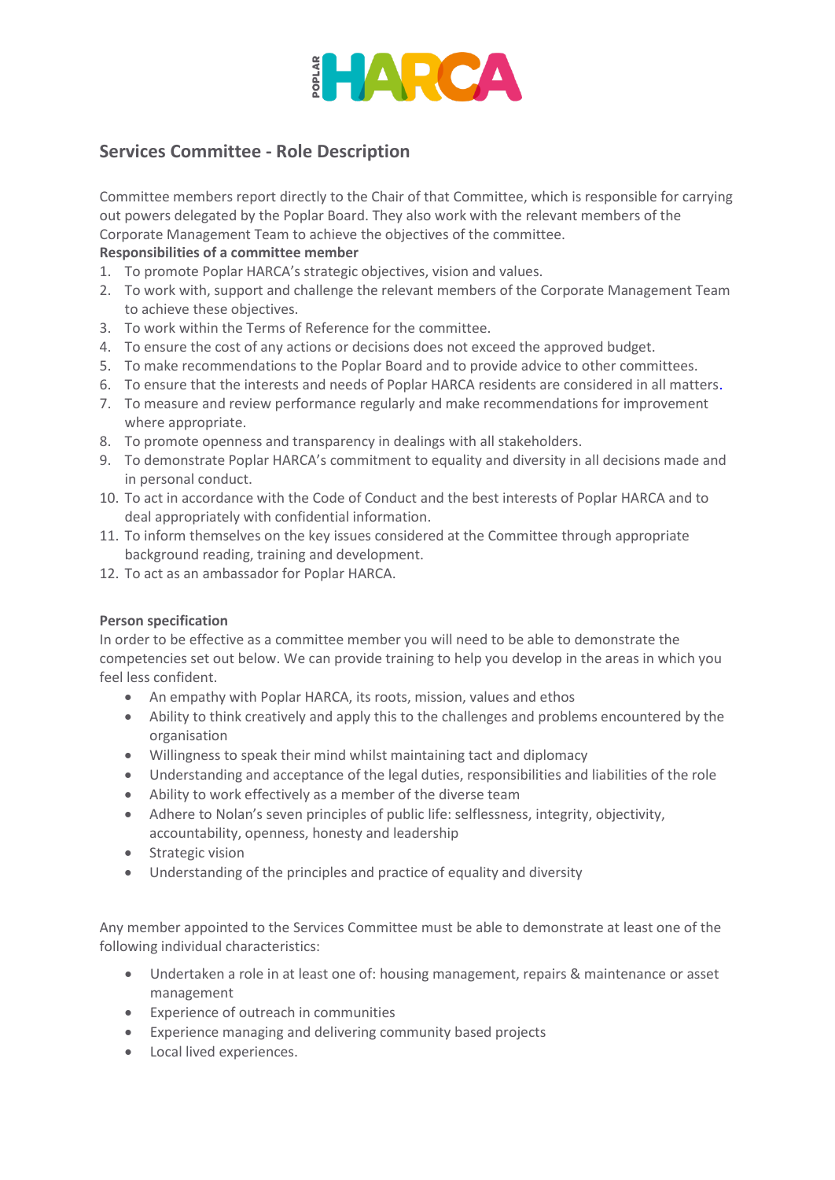## Services Committee - Role Description

Committee members report directly to the Chair of that Committee, which is responsible for carrying out powers delegated by the Poplar Board. They also work with the relevant members of the Corporate Management Team to achieve the objectives of the committee.

**Responsibilities of a committee member**

1. To promote Poplar HARCA's strategic objectives, vision and values.
2. To work with, support and challenge the relevant members of the Corporate Management Team to achieve these objectives.
3. To work within the Terms of Reference for the committee.
4. To ensure the cost of any actions or decisions does not exceed the approved budget.
5. To make recommendations to the Poplar Board and to provide advice to other committees.
6. To ensure that the interests and needs of Poplar HARCA residents are considered in all matters.
7. To measure and review performance regularly and make recommendations for improvement where appropriate.
8. To promote openness and transparency in dealings with all stakeholders.
9. To demonstrate Poplar HARCA's commitment to equality and diversity in all decisions made and in personal conduct.
10. To act in accordance with the Code of Conduct and the best interests of Poplar HARCA and to deal appropriately with confidential information.
11. To inform themselves on the key issues considered at the Committee through appropriate background reading, training and development.
12. To act as an ambassador for Poplar HARCA.

**Person specification**

In order to be effective as a committee member you will need to be able to demonstrate the competencies set out below. We can provide training to help you develop in the areas in which you feel less confident.

- An empathy with Poplar HARCA, its roots, mission, values and ethos
- Ability to think creatively and apply this to the challenges and problems encountered by the organisation
- Willingness to speak their mind whilst maintaining tact and diplomacy
- Understanding and acceptance of the legal duties, responsibilities and liabilities of the role
- Ability to work effectively as a member of the diverse team
- Adhere to Nolan's seven principles of public life: selflessness, integrity, objectivity, accountability, openness, honesty and leadership
- Strategic vision
- Understanding of the principles and practice of equality and diversity

Any member appointed to the Services Committee must be able to demonstrate at least one of the following individual characteristics:

- Undertaken a role in at least one of: housing management, repairs & maintenance or asset management
- Experience of outreach in communities
- Experience managing and delivering community based projects
- Local lived experiences.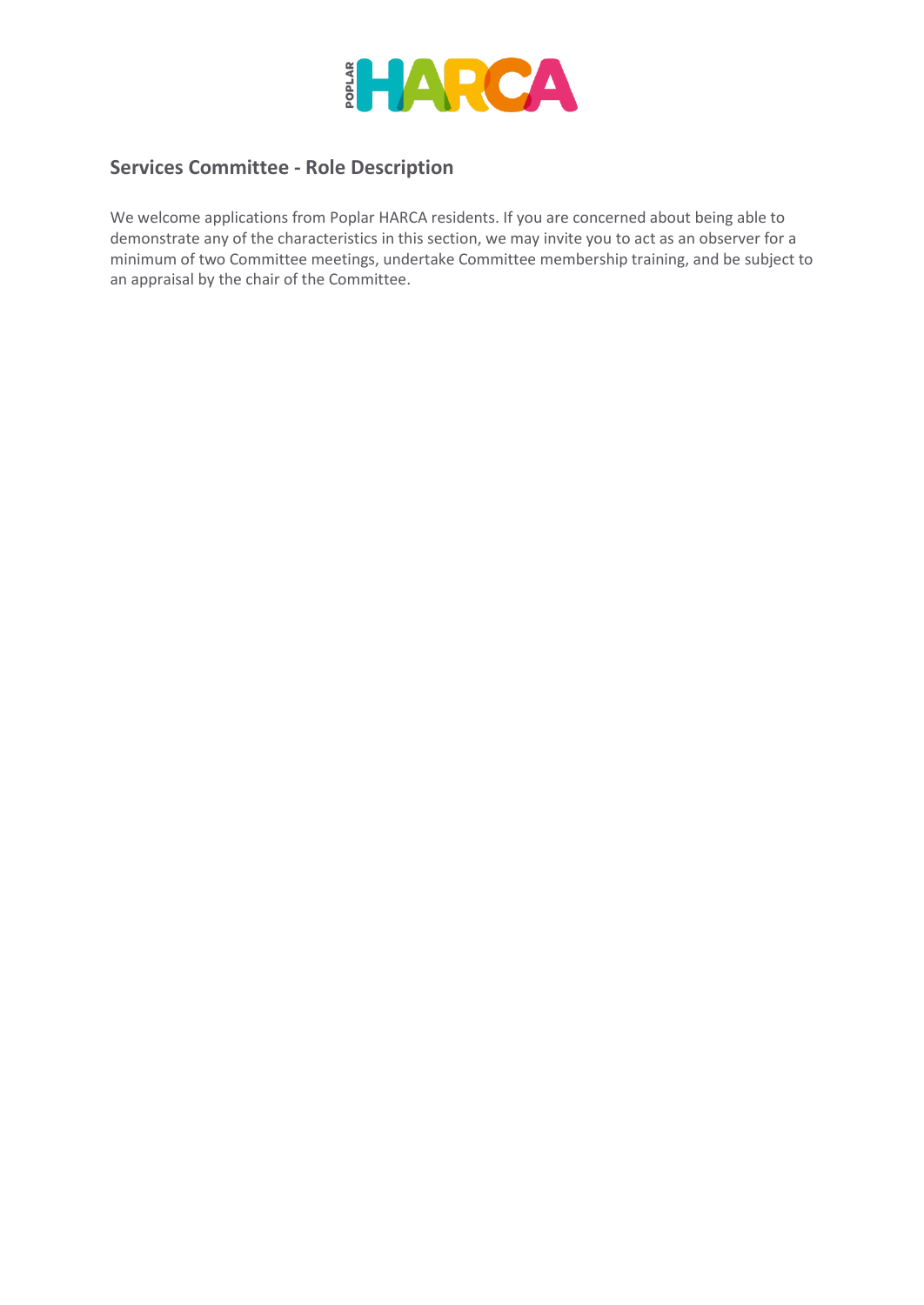## Services Committee - Role Description

We welcome applications from Poplar HARCA residents. If you are concerned about being able to demonstrate any of the characteristics in this section, we may invite you to act as an observer for a minimum of two Committee meetings, undertake Committee membership training, and be subject to an appraisal by the chair of the Committee.